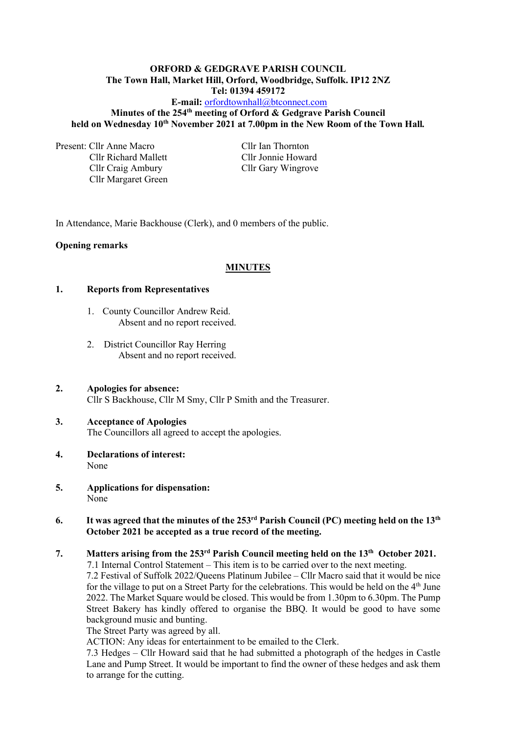**ORFORD & GEDGRAVE PARISH COUNCIL**
**The Town Hall, Market Hill, Orford, Woodbridge, Suffolk. IP12 2NZ**
**Tel: 01394 459172**
**E-mail:** orfordtownhall@btconnect.com
**Minutes of the 254th meeting of Orford & Gedgrave Parish Council held on Wednesday 10th November 2021 at 7.00pm in the New Room of the Town Hall.**

Present: Cllr Anne Macro
Cllr Richard Mallett
Cllr Craig Ambury
Cllr Margaret Green
Cllr Ian Thornton
Cllr Jonnie Howard
Cllr Gary Wingrove

In Attendance, Marie Backhouse (Clerk), and 0 members of the public.

**Opening remarks**

## MINUTES

**1. Reports from Representatives**

1. County Councillor Andrew Reid.
   Absent and no report received.

2. District Councillor Ray Herring
   Absent and no report received.

**2. Apologies for absence:**
Cllr S Backhouse, Cllr M Smy, Cllr P Smith and the Treasurer.

**3. Acceptance of Apologies**
The Councillors all agreed to accept the apologies.

**4. Declarations of interest:**
None

**5. Applications for dispensation:**
None

**6. It was agreed that the minutes of the 253rd Parish Council (PC) meeting held on the 13th October 2021 be accepted as a true record of the meeting.**

**7. Matters arising from the 253rd Parish Council meeting held on the 13th October 2021.**

7.1 Internal Control Statement – This item is to be carried over to the next meeting.

7.2 Festival of Suffolk 2022/Queens Platinum Jubilee – Cllr Macro said that it would be nice for the village to put on a Street Party for the celebrations. This would be held on the 4th June 2022. The Market Square would be closed. This would be from 1.30pm to 6.30pm. The Pump Street Bakery has kindly offered to organise the BBQ. It would be good to have some background music and bunting.

The Street Party was agreed by all.

ACTION: Any ideas for entertainment to be emailed to the Clerk.

7.3 Hedges – Cllr Howard said that he had submitted a photograph of the hedges in Castle Lane and Pump Street. It would be important to find the owner of these hedges and ask them to arrange for the cutting.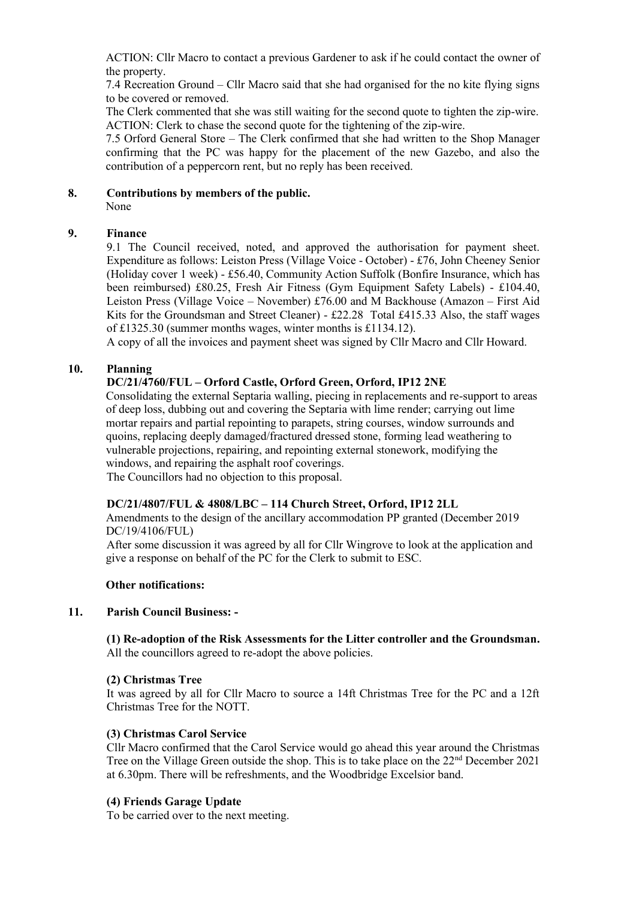ACTION: Cllr Macro to contact a previous Gardener to ask if he could contact the owner of the property.

7.4 Recreation Ground – Cllr Macro said that she had organised for the no kite flying signs to be covered or removed.

The Clerk commented that she was still waiting for the second quote to tighten the zip-wire.

ACTION: Clerk to chase the second quote for the tightening of the zip-wire.

7.5 Orford General Store – The Clerk confirmed that she had written to the Shop Manager confirming that the PC was happy for the placement of the new Gazebo, and also the contribution of a peppercorn rent, but no reply has been received.

## 8. Contributions by members of the public.

None

## 9. Finance

9.1 The Council received, noted, and approved the authorisation for payment sheet. Expenditure as follows: Leiston Press (Village Voice - October) - £76, John Cheeney Senior (Holiday cover 1 week) - £56.40, Community Action Suffolk (Bonfire Insurance, which has been reimbursed) £80.25, Fresh Air Fitness (Gym Equipment Safety Labels) - £104.40, Leiston Press (Village Voice – November) £76.00 and M Backhouse (Amazon – First Aid Kits for the Groundsman and Street Cleaner) - £22.28 Total £415.33 Also, the staff wages of £1325.30 (summer months wages, winter months is £1134.12).

A copy of all the invoices and payment sheet was signed by Cllr Macro and Cllr Howard.

## 10. Planning

**DC/21/4760/FUL – Orford Castle, Orford Green, Orford, IP12 2NE**

Consolidating the external Septaria walling, piecing in replacements and re-support to areas of deep loss, dubbing out and covering the Septaria with lime render; carrying out lime mortar repairs and partial repointing to parapets, string courses, window surrounds and quoins, replacing deeply damaged/fractured dressed stone, forming lead weathering to vulnerable projections, repairing, and repointing external stonework, modifying the windows, and repairing the asphalt roof coverings.

The Councillors had no objection to this proposal.

**DC/21/4807/FUL & 4808/LBC – 114 Church Street, Orford, IP12 2LL**

Amendments to the design of the ancillary accommodation PP granted (December 2019 DC/19/4106/FUL)

After some discussion it was agreed by all for Cllr Wingrove to look at the application and give a response on behalf of the PC for the Clerk to submit to ESC.

**Other notifications:**

## 11. Parish Council Business: -

**(1) Re-adoption of the Risk Assessments for the Litter controller and the Groundsman.**

All the councillors agreed to re-adopt the above policies.

**(2) Christmas Tree**

It was agreed by all for Cllr Macro to source a 14ft Christmas Tree for the PC and a 12ft Christmas Tree for the NOTT.

**(3) Christmas Carol Service**

Cllr Macro confirmed that the Carol Service would go ahead this year around the Christmas Tree on the Village Green outside the shop. This is to take place on the 22nd December 2021 at 6.30pm. There will be refreshments, and the Woodbridge Excelsior band.

**(4) Friends Garage Update**

To be carried over to the next meeting.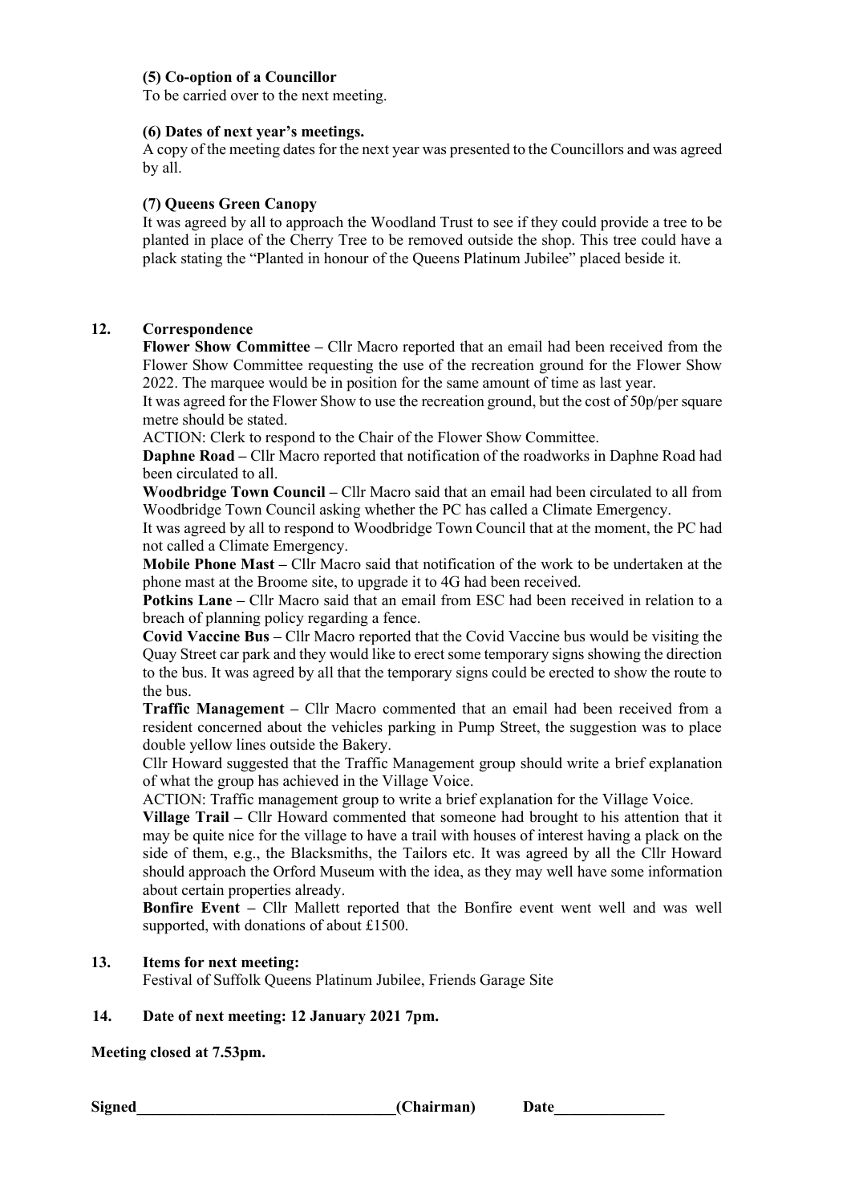**(5) Co-option of a Councillor**

To be carried over to the next meeting.

**(6) Dates of next year's meetings.**

A copy of the meeting dates for the next year was presented to the Councillors and was agreed by all.

**(7) Queens Green Canopy**

It was agreed by all to approach the Woodland Trust to see if they could provide a tree to be planted in place of the Cherry Tree to be removed outside the shop. This tree could have a plack stating the "Planted in honour of the Queens Platinum Jubilee" placed beside it.

**12. Correspondence**

**Flower Show Committee –** Cllr Macro reported that an email had been received from the Flower Show Committee requesting the use of the recreation ground for the Flower Show 2022. The marquee would be in position for the same amount of time as last year.

It was agreed for the Flower Show to use the recreation ground, but the cost of 50p/per square metre should be stated.

ACTION: Clerk to respond to the Chair of the Flower Show Committee.

**Daphne Road –** Cllr Macro reported that notification of the roadworks in Daphne Road had been circulated to all.

**Woodbridge Town Council –** Cllr Macro said that an email had been circulated to all from Woodbridge Town Council asking whether the PC has called a Climate Emergency.

It was agreed by all to respond to Woodbridge Town Council that at the moment, the PC had not called a Climate Emergency.

**Mobile Phone Mast –** Cllr Macro said that notification of the work to be undertaken at the phone mast at the Broome site, to upgrade it to 4G had been received.

**Potkins Lane –** Cllr Macro said that an email from ESC had been received in relation to a breach of planning policy regarding a fence.

**Covid Vaccine Bus –** Cllr Macro reported that the Covid Vaccine bus would be visiting the Quay Street car park and they would like to erect some temporary signs showing the direction to the bus. It was agreed by all that the temporary signs could be erected to show the route to the bus.

**Traffic Management –** Cllr Macro commented that an email had been received from a resident concerned about the vehicles parking in Pump Street, the suggestion was to place double yellow lines outside the Bakery.

Cllr Howard suggested that the Traffic Management group should write a brief explanation of what the group has achieved in the Village Voice.

ACTION: Traffic management group to write a brief explanation for the Village Voice.

**Village Trail –** Cllr Howard commented that someone had brought to his attention that it may be quite nice for the village to have a trail with houses of interest having a plack on the side of them, e.g., the Blacksmiths, the Tailors etc. It was agreed by all the Cllr Howard should approach the Orford Museum with the idea, as they may well have some information about certain properties already.

**Bonfire Event –** Cllr Mallett reported that the Bonfire event went well and was well supported, with donations of about £1500.

**13. Items for next meeting:**

Festival of Suffolk Queens Platinum Jubilee, Friends Garage Site

**14. Date of next meeting: 12 January 2021 7pm.**

**Meeting closed at 7.53pm.**

**Signed**_________________________________**(Chairman)** **Date**______________